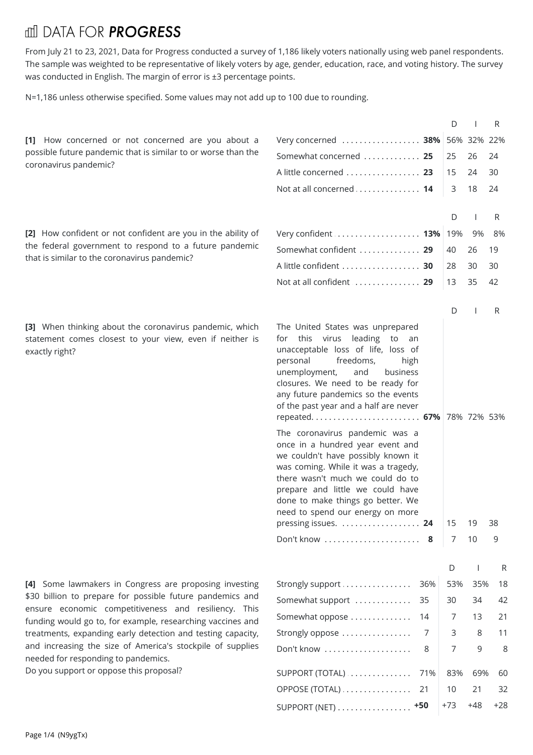# DATA FOR *PROGRESS*

From July 21 to 23, 2021, Data for Progress conducted a survey of 1,186 likely voters nationally using web panel respondents. The sample was weighted to be representative of likely voters by age, gender, education, race, and voting history. The survey was conducted in English. The margin of error is ±3 percentage points.

N=1,186 unless otherwise specified. Some values may not add up to 100 due to rounding.

**[1]** How concerned or not concerned are you about a possible future pandemic that is similar to or worse than the coronavirus pandemic?

| | Total | D | I | R |
|---|---|---|---|---|
| Very concerned | **38%** | 56% | 32% | 22% |
| Somewhat concerned | **25** | 25 | 26 | 24 |
| A little concerned | **23** | 15 | 24 | 30 |
| Not at all concerned | **14** | 3 | 18 | 24 |

**[2]** How confident or not confident are you in the ability of the federal government to respond to a future pandemic that is similar to the coronavirus pandemic?

| | Total | D | I | R |
|---|---|---|---|---|
| Very confident | **13%** | 19% | 9% | 8% |
| Somewhat confident | **29** | 40 | 26 | 19 |
| A little confident | **30** | 28 | 30 | 30 |
| Not at all confident | **29** | 13 | 35 | 42 |

**[3]** When thinking about the coronavirus pandemic, which statement comes closest to your view, even if neither is exactly right?

| | Total | D | I | R |
|---|---|---|---|---|
| The United States was unprepared for this virus leading to an unacceptable loss of life, loss of personal freedoms, high unemployment, and business closures. We need to be ready for any future pandemics so the events of the past year and a half are never repeated. | **67%** | 78% | 72% | 53% |
| The coronavirus pandemic was a once in a hundred year event and we couldn't have possibly known it was coming. While it was a tragedy, there wasn't much we could do to prepare and little we could have done to make things go better. We need to spend our energy on more pressing issues. | **24** | 15 | 19 | 38 |
| Don't know | **8** | 7 | 10 | 9 |

**[4]** Some lawmakers in Congress are proposing investing $30 billion to prepare for possible future pandemics and ensure economic competitiveness and resiliency. This funding would go to, for example, researching vaccines and treatments, expanding early detection and testing capacity, and increasing the size of America's stockpile of supplies needed for responding to pandemics.
Do you support or oppose this proposal?

| | Total | D | I | R |
|---|---|---|---|---|
| Strongly support | 36% | 53% | 35% | 18 |
| Somewhat support | 35 | 30 | 34 | 42 |
| Somewhat oppose | 14 | 7 | 13 | 21 |
| Strongly oppose | 7 | 3 | 8 | 11 |
| Don't know | 8 | 7 | 9 | 8 |
| SUPPORT (TOTAL) | 71% | 83% | 69% | 60 |
| OPPOSE (TOTAL) | 21 | 10 | 21 | 32 |
| SUPPORT (NET) | **+50** | +73 | +48 | +28 |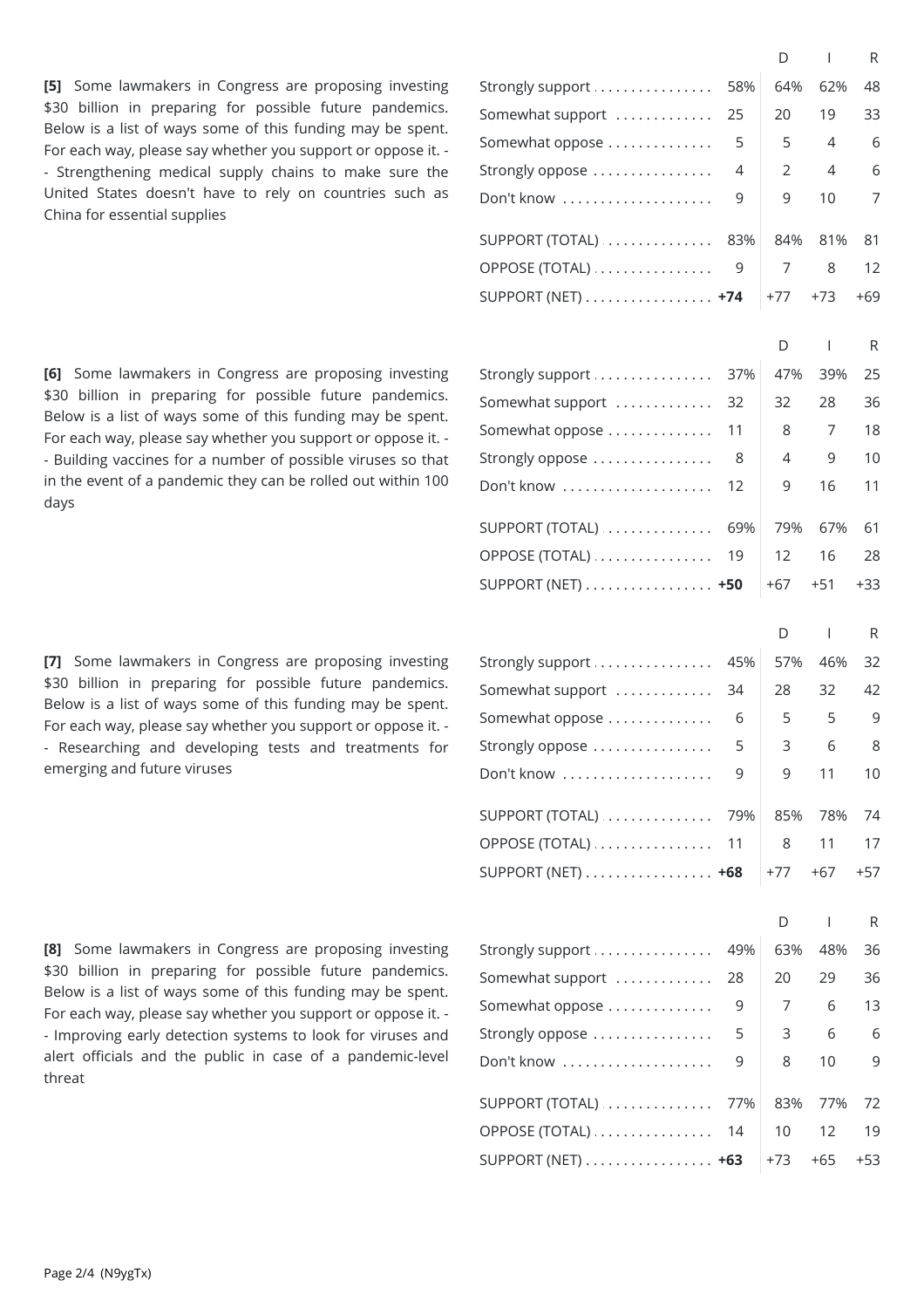**[5]** Some lawmakers in Congress are proposing investing $30 billion in preparing for possible future pandemics. Below is a list of ways some of this funding may be spent. For each way, please say whether you support or oppose it. -- Strengthening medical supply chains to make sure the United States doesn't have to rely on countries such as China for essential supplies

| | | D | I | R |
|---|---|---|---|---|
| Strongly support | 58% | 64% | 62% | 48 |
| Somewhat support | 25 | 20 | 19 | 33 |
| Somewhat oppose | 5 | 5 | 4 | 6 |
| Strongly oppose | 4 | 2 | 4 | 6 |
| Don't know | 9 | 9 | 10 | 7 |
| SUPPORT (TOTAL) | 83% | 84% | 81% | 81 |
| OPPOSE (TOTAL) | 9 | 7 | 8 | 12 |
| SUPPORT (NET) | **+74** | +77 | +73 | +69 |

**[6]** Some lawmakers in Congress are proposing investing $30 billion in preparing for possible future pandemics. Below is a list of ways some of this funding may be spent. For each way, please say whether you support or oppose it. -- Building vaccines for a number of possible viruses so that in the event of a pandemic they can be rolled out within 100 days

| | | D | I | R |
|---|---|---|---|---|
| Strongly support | 37% | 47% | 39% | 25 |
| Somewhat support | 32 | 32 | 28 | 36 |
| Somewhat oppose | 11 | 8 | 7 | 18 |
| Strongly oppose | 8 | 4 | 9 | 10 |
| Don't know | 12 | 9 | 16 | 11 |
| SUPPORT (TOTAL) | 69% | 79% | 67% | 61 |
| OPPOSE (TOTAL) | 19 | 12 | 16 | 28 |
| SUPPORT (NET) | **+50** | +67 | +51 | +33 |

**[7]** Some lawmakers in Congress are proposing investing $30 billion in preparing for possible future pandemics. Below is a list of ways some of this funding may be spent. For each way, please say whether you support or oppose it. -- Researching and developing tests and treatments for emerging and future viruses

| | | D | I | R |
|---|---|---|---|---|
| Strongly support | 45% | 57% | 46% | 32 |
| Somewhat support | 34 | 28 | 32 | 42 |
| Somewhat oppose | 6 | 5 | 5 | 9 |
| Strongly oppose | 5 | 3 | 6 | 8 |
| Don't know | 9 | 9 | 11 | 10 |
| SUPPORT (TOTAL) | 79% | 85% | 78% | 74 |
| OPPOSE (TOTAL) | 11 | 8 | 11 | 17 |
| SUPPORT (NET) | **+68** | +77 | +67 | +57 |

**[8]** Some lawmakers in Congress are proposing investing $30 billion in preparing for possible future pandemics. Below is a list of ways some of this funding may be spent. For each way, please say whether you support or oppose it. -- Improving early detection systems to look for viruses and alert officials and the public in case of a pandemic-level threat

| | | D | I | R |
|---|---|---|---|---|
| Strongly support | 49% | 63% | 48% | 36 |
| Somewhat support | 28 | 20 | 29 | 36 |
| Somewhat oppose | 9 | 7 | 6 | 13 |
| Strongly oppose | 5 | 3 | 6 | 6 |
| Don't know | 9 | 8 | 10 | 9 |
| SUPPORT (TOTAL) | 77% | 83% | 77% | 72 |
| OPPOSE (TOTAL) | 14 | 10 | 12 | 19 |
| SUPPORT (NET) | **+63** | +73 | +65 | +53 |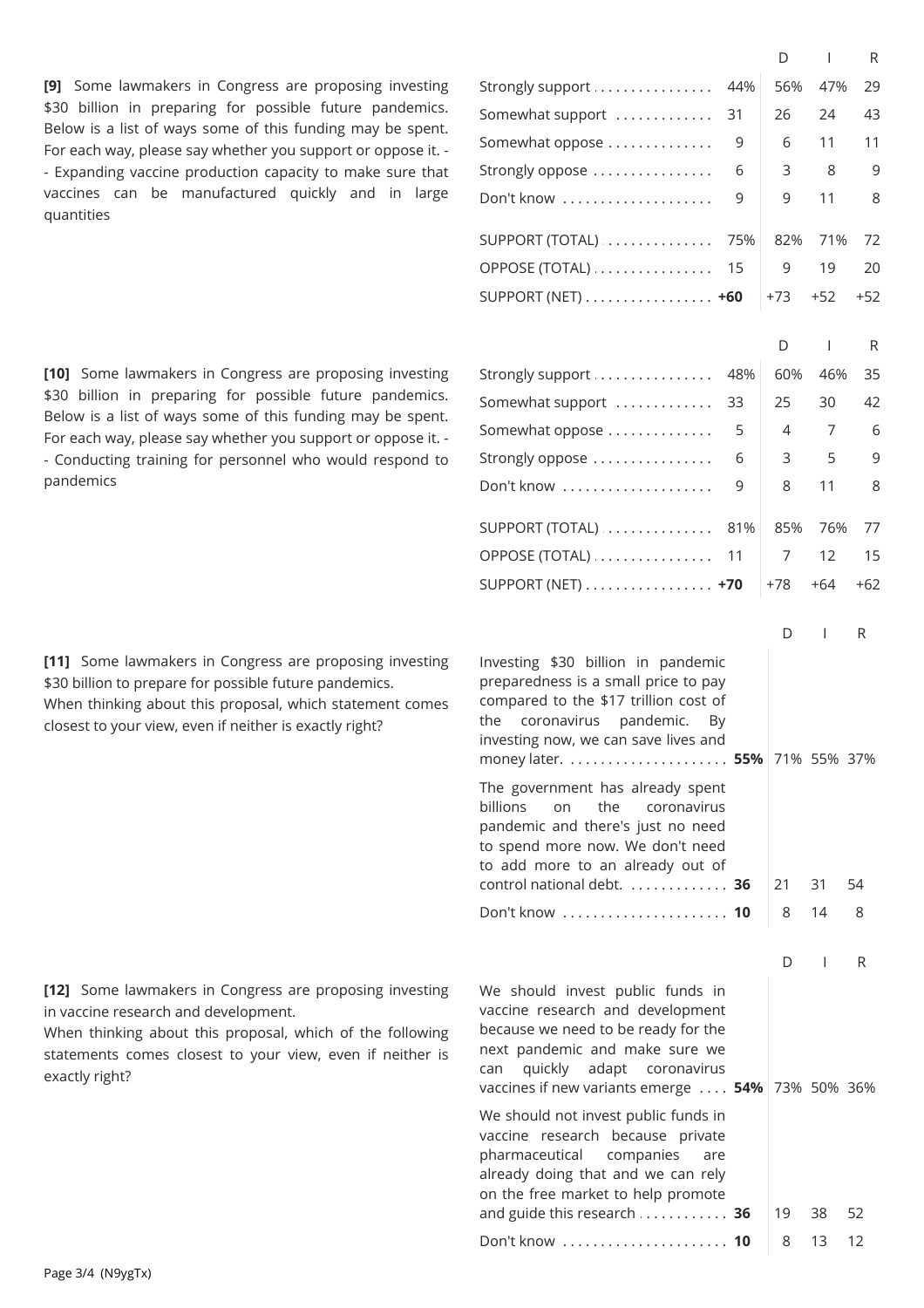**[9]** Some lawmakers in Congress are proposing investing $30 billion in preparing for possible future pandemics. Below is a list of ways some of this funding may be spent. For each way, please say whether you support or oppose it. -- Expanding vaccine production capacity to make sure that vaccines can be manufactured quickly and in large quantities

| | Total | D | I | R |
|---|---|---|---|---|
| Strongly support | 44% | 56% | 47% | 29 |
| Somewhat support | 31 | 26 | 24 | 43 |
| Somewhat oppose | 9 | 6 | 11 | 11 |
| Strongly oppose | 6 | 3 | 8 | 9 |
| Don't know | 9 | 9 | 11 | 8 |
| SUPPORT (TOTAL) | 75% | 82% | 71% | 72 |
| OPPOSE (TOTAL) | 15 | 9 | 19 | 20 |
| SUPPORT (NET) | **+60** | +73 | +52 | +52 |

**[10]** Some lawmakers in Congress are proposing investing $30 billion in preparing for possible future pandemics. Below is a list of ways some of this funding may be spent. For each way, please say whether you support or oppose it. -- Conducting training for personnel who would respond to pandemics

| | Total | D | I | R |
|---|---|---|---|---|
| Strongly support | 48% | 60% | 46% | 35 |
| Somewhat support | 33 | 25 | 30 | 42 |
| Somewhat oppose | 5 | 4 | 7 | 6 |
| Strongly oppose | 6 | 3 | 5 | 9 |
| Don't know | 9 | 8 | 11 | 8 |
| SUPPORT (TOTAL) | 81% | 85% | 76% | 77 |
| OPPOSE (TOTAL) | 11 | 7 | 12 | 15 |
| SUPPORT (NET) | **+70** | +78 | +64 | +62 |

**[11]** Some lawmakers in Congress are proposing investing $30 billion to prepare for possible future pandemics.
When thinking about this proposal, which statement comes closest to your view, even if neither is exactly right?

| | Total | D | I | R |
|---|---|---|---|---|
| Investing $30 billion in pandemic preparedness is a small price to pay compared to the $17 trillion cost of the coronavirus pandemic. By investing now, we can save lives and money later. | **55%** | 71% | 55% | 37% |
| The government has already spent billions on the coronavirus pandemic and there's just no need to spend more now. We don't need to add more to an already out of control national debt. | **36** | 21 | 31 | 54 |
| Don't know | **10** | 8 | 14 | 8 |

**[12]** Some lawmakers in Congress are proposing investing in vaccine research and development.
When thinking about this proposal, which of the following statements comes closest to your view, even if neither is exactly right?

| | Total | D | I | R |
|---|---|---|---|---|
| We should invest public funds in vaccine research and development because we need to be ready for the next pandemic and make sure we can quickly adapt coronavirus vaccines if new variants emerge | **54%** | 73% | 50% | 36% |
| We should not invest public funds in vaccine research because private pharmaceutical companies are already doing that and we can rely on the free market to help promote and guide this research | **36** | 19 | 38 | 52 |
| Don't know | **10** | 8 | 13 | 12 |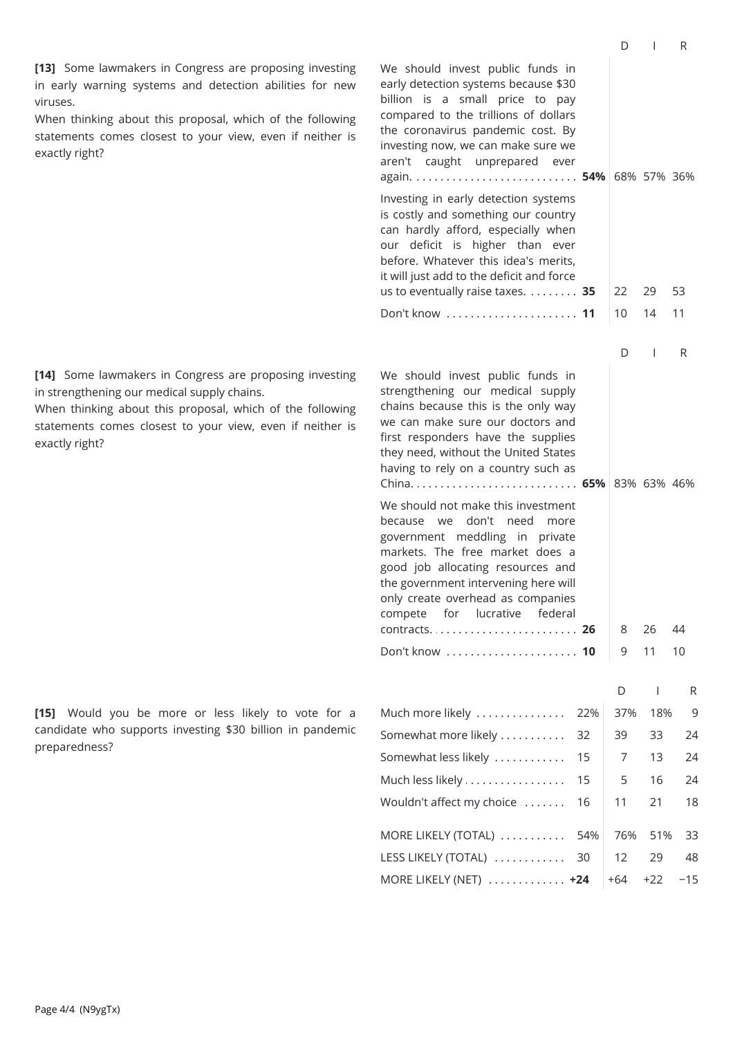**[13]** Some lawmakers in Congress are proposing investing in early warning systems and detection abilities for new viruses.
When thinking about this proposal, which of the following statements comes closest to your view, even if neither is exactly right?

| | Total | D | I | R |
|---|---|---|---|---|
| We should invest public funds in early detection systems because $30 billion is a small price to pay compared to the trillions of dollars the coronavirus pandemic cost. By investing now, we can make sure we aren't caught unprepared ever again. | **54%** | 68% | 57% | 36% |
| Investing in early detection systems is costly and something our country can hardly afford, especially when our deficit is higher than ever before. Whatever this idea's merits, it will just add to the deficit and force us to eventually raise taxes. | **35** | 22 | 29 | 53 |
| Don't know | **11** | 10 | 14 | 11 |

**[14]** Some lawmakers in Congress are proposing investing in strengthening our medical supply chains.
When thinking about this proposal, which of the following statements comes closest to your view, even if neither is exactly right?

| | Total | D | I | R |
|---|---|---|---|---|
| We should invest public funds in strengthening our medical supply chains because this is the only way we can make sure our doctors and first responders have the supplies they need, without the United States having to rely on a country such as China. | **65%** | 83% | 63% | 46% |
| We should not make this investment because we don't need more government meddling in private markets. The free market does a good job allocating resources and the government intervening here will only create overhead as companies compete for lucrative federal contracts. | **26** | 8 | 26 | 44 |
| Don't know | **10** | 9 | 11 | 10 |

**[15]** Would you be more or less likely to vote for a candidate who supports investing $30 billion in pandemic preparedness?

| | Total | D | I | R |
|---|---|---|---|---|
| Much more likely | 22% | 37% | 18% | 9 |
| Somewhat more likely | 32 | 39 | 33 | 24 |
| Somewhat less likely | 15 | 7 | 13 | 24 |
| Much less likely | 15 | 5 | 16 | 24 |
| Wouldn't affect my choice | 16 | 11 | 21 | 18 |
| MORE LIKELY (TOTAL) | 54% | 76% | 51% | 33 |
| LESS LIKELY (TOTAL) | 30 | 12 | 29 | 48 |
| MORE LIKELY (NET) | **+24** | +64 | +22 | −15 |